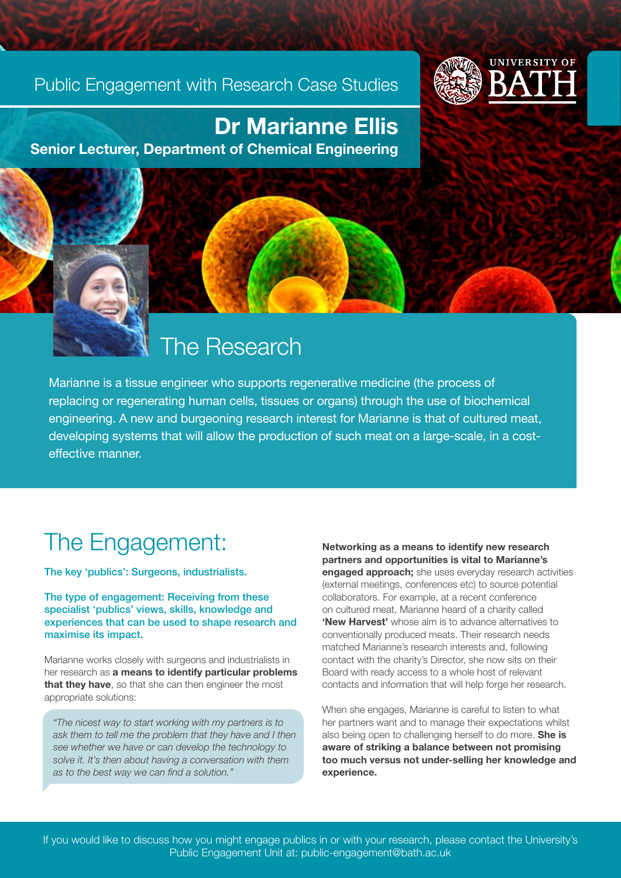Public Engagement with Research Case Studies

UNIVERSITY OF BATH

# Dr Marianne Ellis

**Senior Lecturer, Department of Chemical Engineering**

## The Research

Marianne is a tissue engineer who supports regenerative medicine (the process of replacing or regenerating human cells, tissues or organs) through the use of biochemical engineering. A new and burgeoning research interest for Marianne is that of cultured meat, developing systems that will allow the production of such meat on a large-scale, in a cost-effective manner.

## The Engagement:

**The key 'publics': Surgeons, industrialists.**

**The type of engagement: Receiving from these specialist 'publics' views, skills, knowledge and experiences that can be used to shape research and maximise its impact.**

Marianne works closely with surgeons and industrialists in her research as **a means to identify particular problems that they have**, so that she can then engineer the most appropriate solutions:

> *"The nicest way to start working with my partners is to ask them to tell me the problem that they have and I then see whether we have or can develop the technology to solve it. It's then about having a conversation with them as to the best way we can find a solution."*

**Networking as a means to identify new research partners and opportunities is vital to Marianne's engaged approach;** she uses everyday research activities (external meetings, conferences etc) to source potential collaborators. For example, at a recent conference on cultured meat, Marianne heard of a charity called **'New Harvest'** whose aim is to advance alternatives to conventionally produced meats. Their research needs matched Marianne's research interests and, following contact with the charity's Director, she now sits on their Board with ready access to a whole host of relevant contacts and information that will help forge her research.

When she engages, Marianne is careful to listen to what her partners want and to manage their expectations whilst also being open to challenging herself to do more. **She is aware of striking a balance between not promising too much versus not under-selling her knowledge and experience.**

If you would like to discuss how you might engage publics in or with your research, please contact the University's Public Engagement Unit at: public-engagement@bath.ac.uk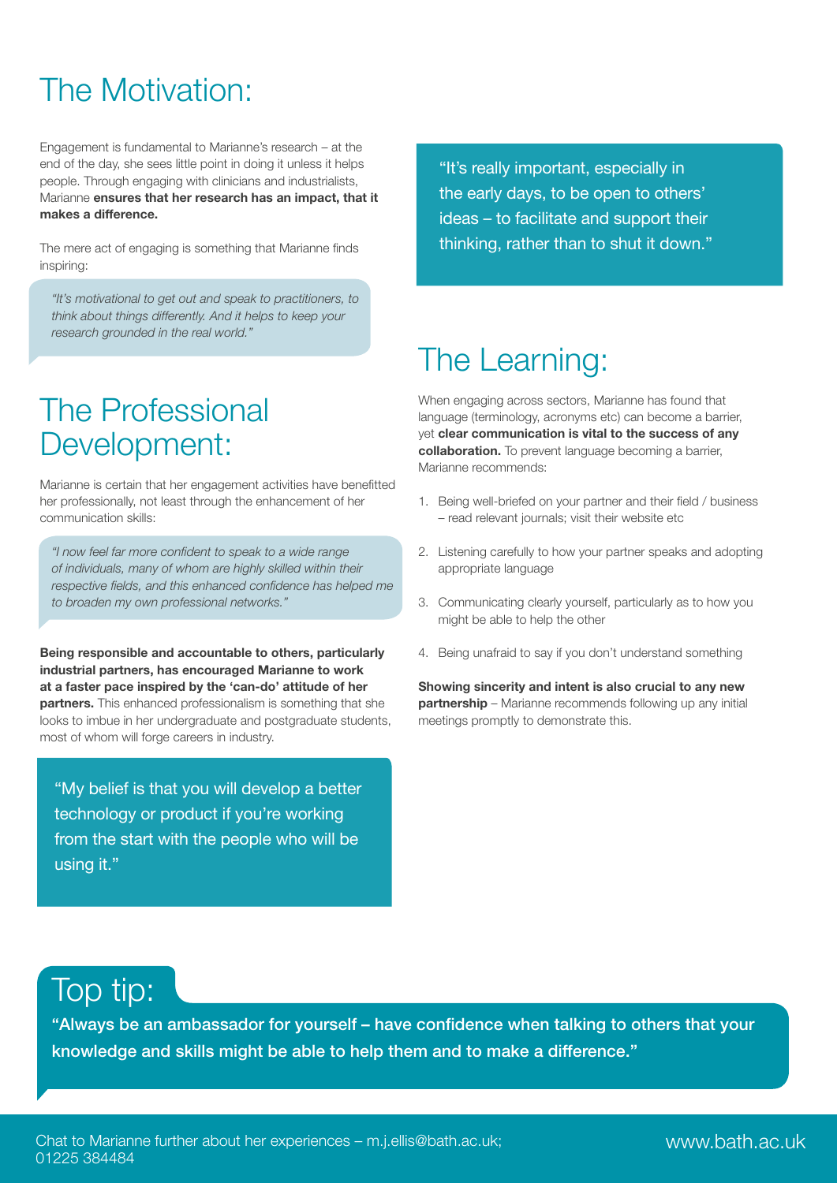# The Motivation:

Engagement is fundamental to Marianne's research – at the end of the day, she sees little point in doing it unless it helps people. Through engaging with clinicians and industrialists, Marianne **ensures that her research has an impact, that it makes a difference.**

The mere act of engaging is something that Marianne finds inspiring:

> *"It's motivational to get out and speak to practitioners, to think about things differently. And it helps to keep your research grounded in the real world."*

# The Professional Development:

Marianne is certain that her engagement activities have benefitted her professionally, not least through the enhancement of her communication skills:

> *"I now feel far more confident to speak to a wide range of individuals, many of whom are highly skilled within their respective fields, and this enhanced confidence has helped me to broaden my own professional networks."*

**Being responsible and accountable to others, particularly industrial partners, has encouraged Marianne to work at a faster pace inspired by the 'can-do' attitude of her partners.** This enhanced professionalism is something that she looks to imbue in her undergraduate and postgraduate students, most of whom will forge careers in industry.

> "My belief is that you will develop a better technology or product if you're working from the start with the people who will be using it."

> "It's really important, especially in the early days, to be open to others' ideas – to facilitate and support their thinking, rather than to shut it down."

# The Learning:

When engaging across sectors, Marianne has found that language (terminology, acronyms etc) can become a barrier, yet **clear communication is vital to the success of any collaboration.** To prevent language becoming a barrier, Marianne recommends:

1. Being well-briefed on your partner and their field / business – read relevant journals; visit their website etc
2. Listening carefully to how your partner speaks and adopting appropriate language
3. Communicating clearly yourself, particularly as to how you might be able to help the other
4. Being unafraid to say if you don't understand something

**Showing sincerity and intent is also crucial to any new partnership** – Marianne recommends following up any initial meetings promptly to demonstrate this.

# Top tip:

**"Always be an ambassador for yourself – have confidence when talking to others that your knowledge and skills might be able to help them and to make a difference."**

Chat to Marianne further about her experiences – m.j.ellis@bath.ac.uk; 01225 384484

www.bath.ac.uk